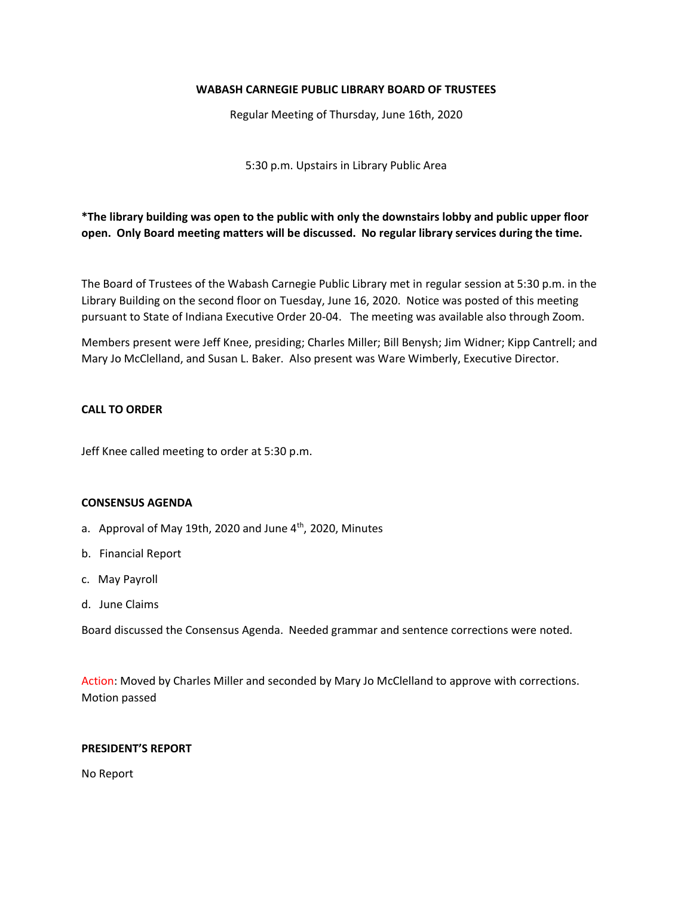**WABASH CARNEGIE PUBLIC LIBRARY BOARD OF TRUSTEES**

Regular Meeting of Thursday, June 16th, 2020

5:30 p.m. Upstairs in Library Public Area

**\*The library building was open to the public with only the downstairs lobby and public upper floor open. Only Board meeting matters will be discussed. No regular library services during the time.**

The Board of Trustees of the Wabash Carnegie Public Library met in regular session at 5:30 p.m. in the Library Building on the second floor on Tuesday, June 16, 2020. Notice was posted of this meeting pursuant to State of Indiana Executive Order 20-04. The meeting was available also through Zoom.

Members present were Jeff Knee, presiding; Charles Miller; Bill Benysh; Jim Widner; Kipp Cantrell; and Mary Jo McClelland, and Susan L. Baker. Also present was Ware Wimberly, Executive Director.

**CALL TO ORDER**

Jeff Knee called meeting to order at 5:30 p.m.

**CONSENSUS AGENDA**

a. Approval of May 19th, 2020 and June 4th, 2020, Minutes

b. Financial Report

c. May Payroll

d. June Claims

Board discussed the Consensus Agenda. Needed grammar and sentence corrections were noted.

Action: Moved by Charles Miller and seconded by Mary Jo McClelland to approve with corrections. Motion passed

**PRESIDENT'S REPORT**

No Report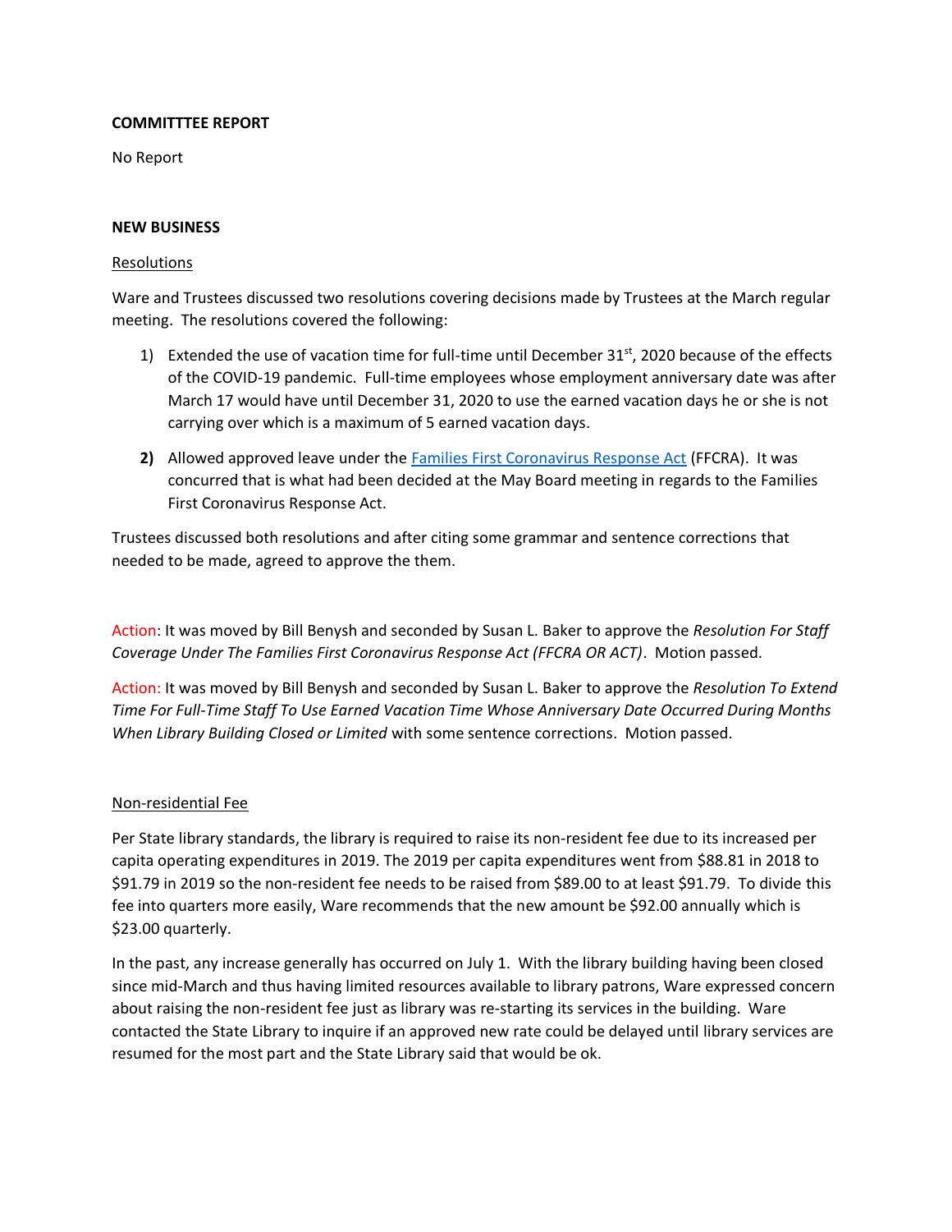**COMMITTTEE REPORT**

No Report

**NEW BUSINESS**

Resolutions

Ware and Trustees discussed two resolutions covering decisions made by Trustees at the March regular meeting. The resolutions covered the following:

1) Extended the use of vacation time for full-time until December 31st, 2020 because of the effects of the COVID-19 pandemic. Full-time employees whose employment anniversary date was after March 17 would have until December 31, 2020 to use the earned vacation days he or she is not carrying over which is a maximum of 5 earned vacation days.
2) Allowed approved leave under the [Families First Coronavirus Response Act](#) (FFCRA). It was concurred that is what had been decided at the May Board meeting in regards to the Families First Coronavirus Response Act.

Trustees discussed both resolutions and after citing some grammar and sentence corrections that needed to be made, agreed to approve the them.

Action: It was moved by Bill Benysh and seconded by Susan L. Baker to approve the *Resolution For Staff Coverage Under The Families First Coronavirus Response Act (FFCRA OR ACT)*. Motion passed.

Action: It was moved by Bill Benysh and seconded by Susan L. Baker to approve the *Resolution To Extend Time For Full-Time Staff To Use Earned Vacation Time Whose Anniversary Date Occurred During Months When Library Building Closed or Limited* with some sentence corrections. Motion passed.

Non-residential Fee

Per State library standards, the library is required to raise its non-resident fee due to its increased per capita operating expenditures in 2019. The 2019 per capita expenditures went from $88.81 in 2018 to $91.79 in 2019 so the non-resident fee needs to be raised from $89.00 to at least $91.79. To divide this fee into quarters more easily, Ware recommends that the new amount be $92.00 annually which is $23.00 quarterly.

In the past, any increase generally has occurred on July 1. With the library building having been closed since mid-March and thus having limited resources available to library patrons, Ware expressed concern about raising the non-resident fee just as library was re-starting its services in the building. Ware contacted the State Library to inquire if an approved new rate could be delayed until library services are resumed for the most part and the State Library said that would be ok.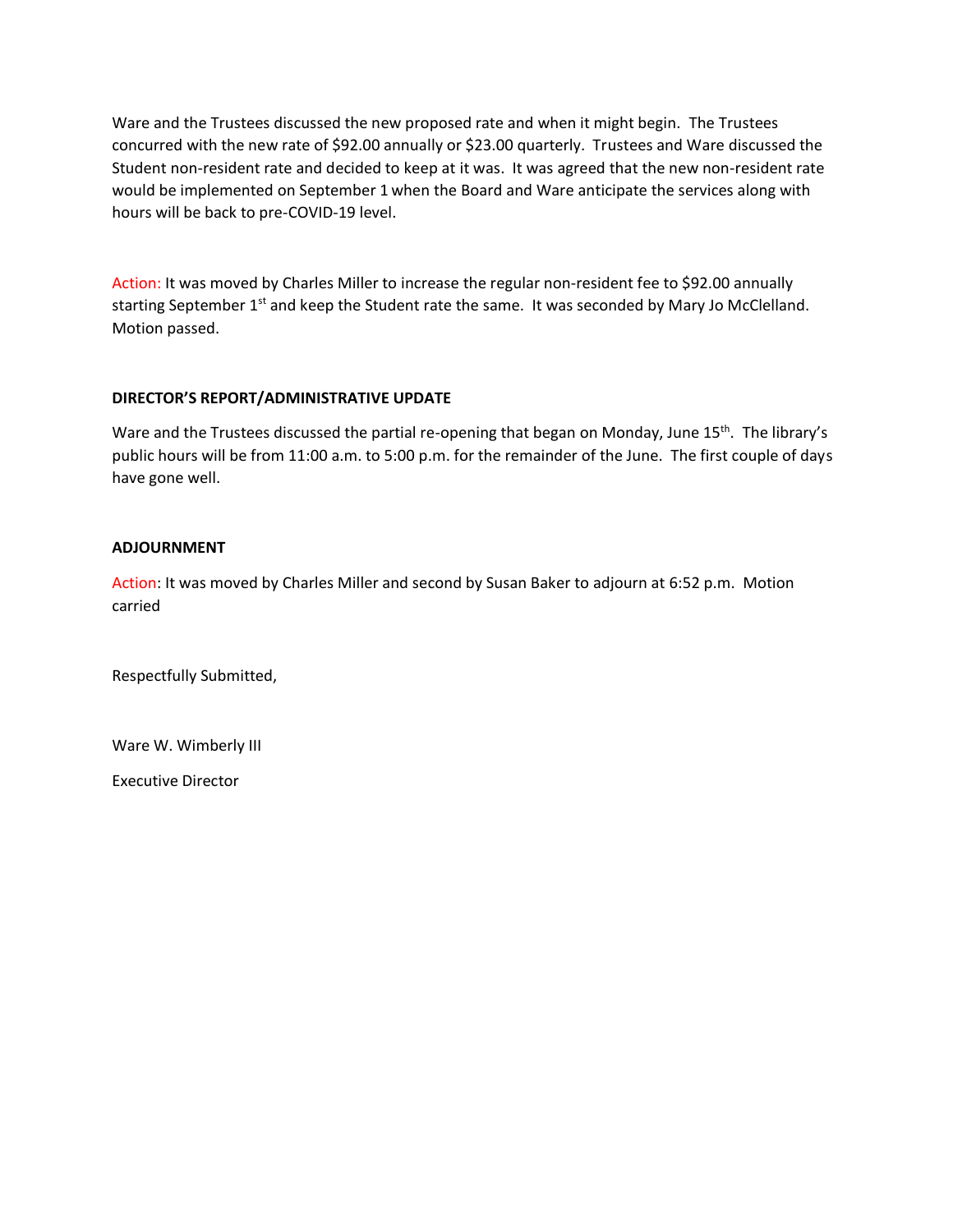Ware and the Trustees discussed the new proposed rate and when it might begin. The Trustees concurred with the new rate of $92.00 annually or $23.00 quarterly. Trustees and Ware discussed the Student non-resident rate and decided to keep at it was. It was agreed that the new non-resident rate would be implemented on September 1 when the Board and Ware anticipate the services along with hours will be back to pre-COVID-19 level.

Action: It was moved by Charles Miller to increase the regular non-resident fee to $92.00 annually starting September 1st and keep the Student rate the same. It was seconded by Mary Jo McClelland. Motion passed.

**DIRECTOR'S REPORT/ADMINISTRATIVE UPDATE**

Ware and the Trustees discussed the partial re-opening that began on Monday, June 15th. The library's public hours will be from 11:00 a.m. to 5:00 p.m. for the remainder of the June. The first couple of days have gone well.

**ADJOURNMENT**

Action: It was moved by Charles Miller and second by Susan Baker to adjourn at 6:52 p.m. Motion carried

Respectfully Submitted,

Ware W. Wimberly III

Executive Director